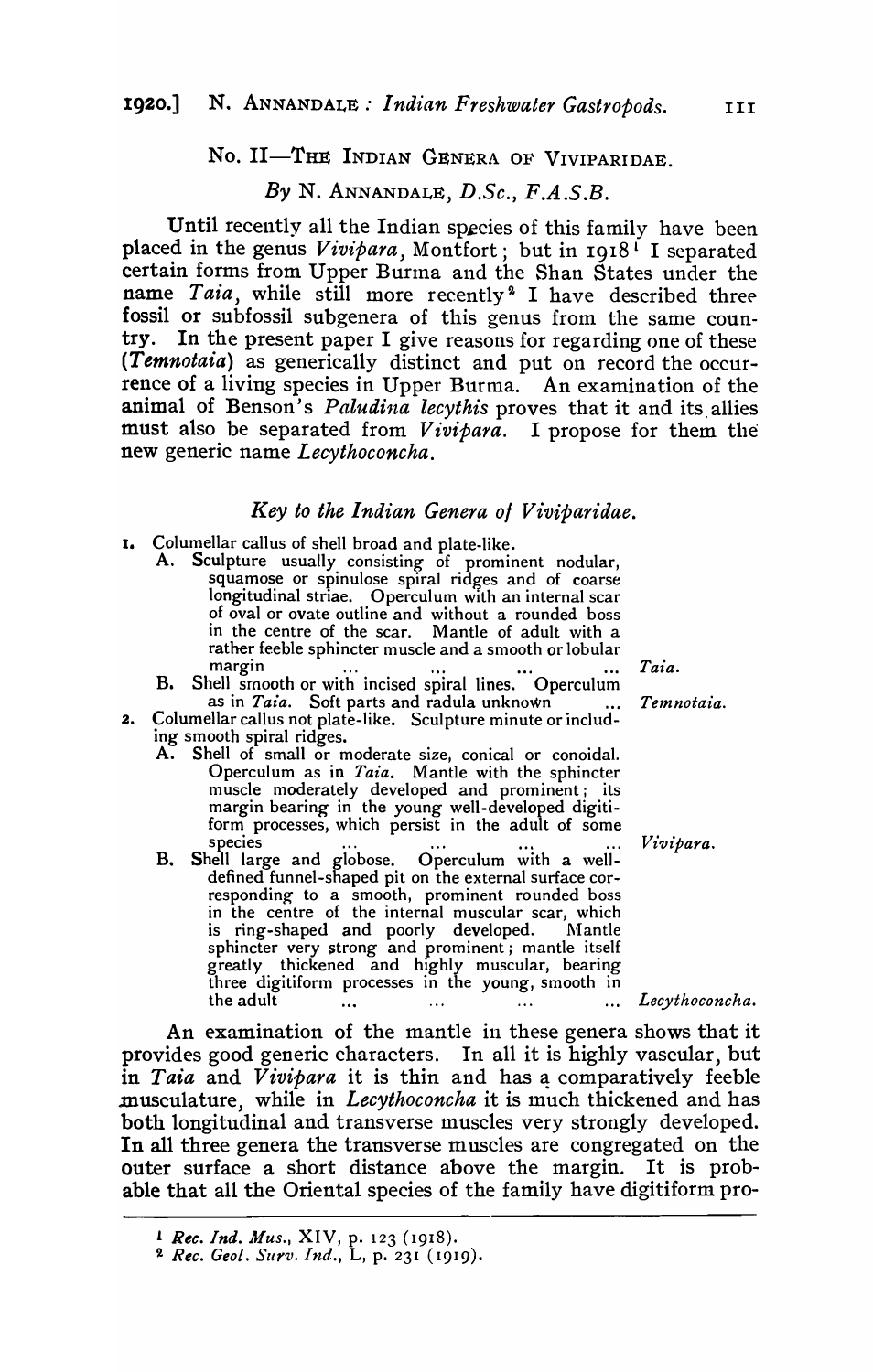## No. II—The Indian Genera of Viviparidae.

*By* N. Annandale, *D.Sc., F.A.S.B.*

Until recently all the Indian species of this family have been placed in the genus *Vivipara*, Montfort; but in 1918[1] I separated certain forms from Upper Burma and the Shan States under the name *Taia*, while still more recently[2] I have described three fossil or subfossil subgenera of this genus from the same country. In the present paper I give reasons for regarding one of these (*Temnotaia*) as generically distinct and put on record the occurrence of a living species in Upper Burma. An examination of the animal of Benson's *Paludina lecythis* proves that it and its allies must also be separated from *Vivipara*. I propose for them the new generic name *Lecythoconcha*.

### *Key to the Indian Genera of Viviparidae.*

1. Columellar callus of shell broad and plate-like.
   - A. Sculpture usually consisting of prominent nodular, squamose or spinulose spiral ridges and of coarse longitudinal striae. Operculum with an internal scar of oval or ovate outline and without a rounded boss in the centre of the scar. Mantle of adult with a rather feeble sphincter muscle and a smooth or lobular margin ... ... ... ... *Taia.*
   - B. Shell smooth or with incised spiral lines. Operculum as in *Taia*. Soft parts and radula unknown ... *Temnotaia.*
2. Columellar callus not plate-like. Sculpture minute or including smooth spiral ridges.
   - A. Shell of small or moderate size, conical or conoidal. Operculum as in *Taia*. Mantle with the sphincter muscle moderately developed and prominent; its margin bearing in the young well-developed digitiform processes, which persist in the adult of some species ... ... ... ... *Vivipara.*
   - B. Shell large and globose. Operculum with a well-defined funnel-shaped pit on the external surface corresponding to a smooth, prominent rounded boss in the centre of the internal muscular scar, which is ring-shaped and poorly developed. Mantle sphincter very strong and prominent; mantle itself greatly thickened and highly muscular, bearing three digitiform processes in the young, smooth in the adult ... ... ... ... *Lecythoconcha.*

An examination of the mantle in these genera shows that it provides good generic characters. In all it is highly vascular, but in *Taia* and *Vivipara* it is thin and has a comparatively feeble musculature, while in *Lecythoconcha* it is much thickened and has both longitudinal and transverse muscles very strongly developed. In all three genera the transverse muscles are congregated on the outer surface a short distance above the margin. It is probable that all the Oriental species of the family have digitiform pro-

---

[1] *Rec. Ind. Mus.*, XIV, p. 123 (1918).

[2] *Rec. Geol. Surv. Ind.*, L, p. 231 (1919).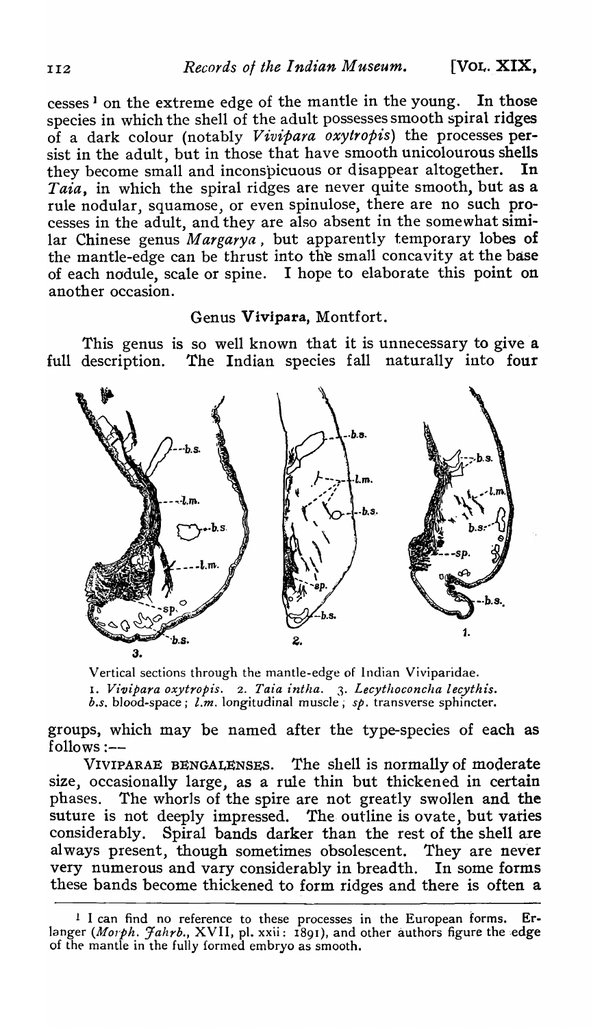cesses[1] on the extreme edge of the mantle in the young. In those species in which the shell of the adult possesses smooth spiral ridges of a dark colour (notably *Vivipara oxytropis*) the processes persist in the adult, but in those that have smooth unicolourous shells they become small and inconspicuous or disappear altogether. In *Taia*, in which the spiral ridges are never quite smooth, but as a rule nodular, squamose, or even spinulose, there are no such processes in the adult, and they are also absent in the somewhat similar Chinese genus *Margarya*, but apparently temporary lobes of the mantle-edge can be thrust into the small concavity at the base of each nodule, scale or spine. I hope to elaborate this point on another occasion.

## Genus **Vivipara**, Montfort.

This genus is so well known that it is unnecessary to give a full description. The Indian species fall naturally into four

Vertical sections through the mantle-edge of Indian Viviparidae.
1. *Vivipara oxytropis*. 2. *Taia intha*. 3. *Lecythoconcha lecythis*.
*b.s.* blood-space; *l.m.* longitudinal muscle; *sp.* transverse sphincter.

groups, which may be named after the type-species of each as follows:—

VIVIPARAE BENGALENSES. The shell is normally of moderate size, occasionally large, as a rule thin but thickened in certain phases. The whorls of the spire are not greatly swollen and the suture is not deeply impressed. The outline is ovate, but varies considerably. Spiral bands darker than the rest of the shell are always present, though sometimes obsolescent. They are never very numerous and vary considerably in breadth. In some forms these bands become thickened to form ridges and there is often a

[1] I can find no reference to these processes in the European forms. Erlanger (*Morph. Jahrb.*, XVII, pl. xxii: 1891), and other authors figure the edge of the mantle in the fully formed embryo as smooth.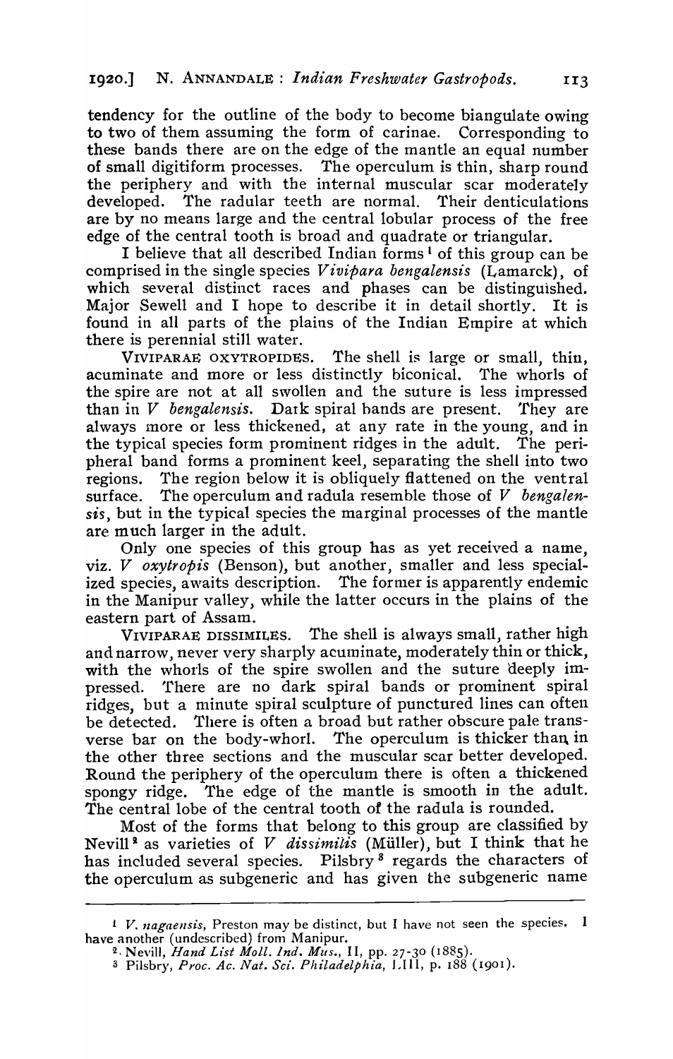tendency for the outline of the body to become biangulate owing to two of them assuming the form of carinae. Corresponding to these bands there are on the edge of the mantle an equal number of small digitiform processes. The operculum is thin, sharp round the periphery and with the internal muscular scar moderately developed. The radular teeth are normal. Their denticulations are by no means large and the central lobular process of the free edge of the central tooth is broad and quadrate or triangular.

I believe that all described Indian forms[1] of this group can be comprised in the single species *Vivipara bengalensis* (Lamarck), of which several distinct races and phases can be distinguished. Major Sewell and I hope to describe it in detail shortly. It is found in all parts of the plains of the Indian Empire at which there is perennial still water.

VIVIPARAE OXYTROPIDES. The shell is large or small, thin, acuminate and more or less distinctly biconical. The whorls of the spire are not at all swollen and the suture is less impressed than in *V bengalensis*. Dark spiral bands are present. They are always more or less thickened, at any rate in the young, and in the typical species form prominent ridges in the adult. The peripheral band forms a prominent keel, separating the shell into two regions. The region below it is obliquely flattened on the ventral surface. The operculum and radula resemble those of *V bengalensis*, but in the typical species the marginal processes of the mantle are much larger in the adult.

Only one species of this group has as yet received a name, viz. *V oxytropis* (Benson), but another, smaller and less specialized species, awaits description. The former is apparently endemic in the Manipur valley, while the latter occurs in the plains of the eastern part of Assam.

VIVIPARAE DISSIMILES. The shell is always small, rather high and narrow, never very sharply acuminate, moderately thin or thick, with the whorls of the spire swollen and the suture deeply impressed. There are no dark spiral bands or prominent spiral ridges, but a minute spiral sculpture of punctured lines can often be detected. There is often a broad but rather obscure pale transverse bar on the body-whorl. The operculum is thicker than in the other three sections and the muscular scar better developed. Round the periphery of the operculum there is often a thickened spongy ridge. The edge of the mantle is smooth in the adult. The central lobe of the central tooth of the radula is rounded.

Most of the forms that belong to this group are classified by Nevill[2] as varieties of *V dissimilis* (Müller), but I think that he has included several species. Pilsbry[3] regards the characters of the operculum as subgeneric and has given the subgeneric name

---

[1] *V. nagaensis*, Preston may be distinct, but I have not seen the species. I have another (undescribed) from Manipur.

[2] Nevill, *Hand List Moll. Ind. Mus.*, II, pp. 27-30 (1885).

[3] Pilsbry, *Proc. Ac. Nat. Sci. Philadelphia*, LIII, p. 188 (1901).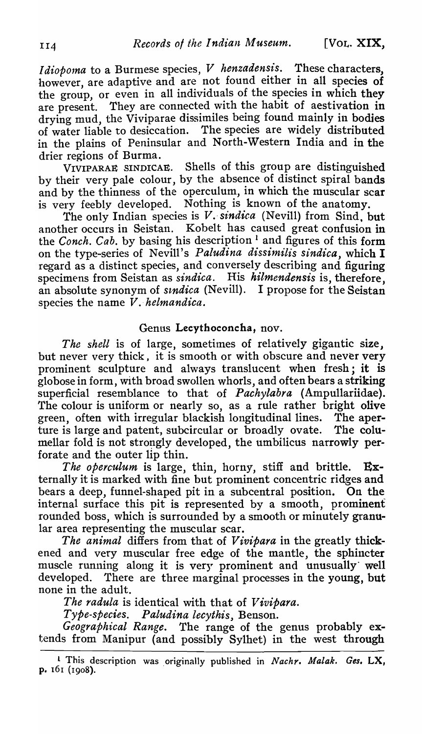*Idiopoma* to a Burmese species, *V henzadensis*. These characters, however, are adaptive and are not found either in all species of the group, or even in all individuals of the species in which they are present. They are connected with the habit of aestivation in drying mud, the Viviparae dissimiles being found mainly in bodies of water liable to desiccation. The species are widely distributed in the plains of Peninsular and North-Western India and in the drier regions of Burma.

VIVIPARAE SINDICAE. Shells of this group are distinguished by their very pale colour, by the absence of distinct spiral bands and by the thinness of the operculum, in which the muscular scar is very feebly developed. Nothing is known of the anatomy.

The only Indian species is *V. sindica* (Nevill) from Sind, but another occurs in Seistan. Kobelt has caused great confusion in the *Conch. Cab.* by basing his description [1] and figures of this form on the type-series of Nevill's *Paludina dissimilis sindica*, which I regard as a distinct species, and conversely describing and figuring specimens from Seistan as *sindica*. His *hilmendensis* is, therefore, an absolute synonym of *sindica* (Nevill). I propose for the Seistan species the name *V. helmandica*.

## Genus **Lecythoconcha**, nov.

*The shell* is of large, sometimes of relatively gigantic size, but never very thick, it is smooth or with obscure and never very prominent sculpture and always translucent when fresh; it is globose in form, with broad swollen whorls, and often bears a striking superficial resemblance to that of *Pachylabra* (Ampullariidae). The colour is uniform or nearly so, as a rule rather bright olive green, often with irregular blackish longitudinal lines. The aperture is large and patent, subcircular or broadly ovate. The columellar fold is not strongly developed, the umbilicus narrowly perforate and the outer lip thin.

*The operculum* is large, thin, horny, stiff and brittle. Externally it is marked with fine but prominent concentric ridges and bears a deep, funnel-shaped pit in a subcentral position. On the internal surface this pit is represented by a smooth, prominent rounded boss, which is surrounded by a smooth or minutely granular area representing the muscular scar.

*The animal* differs from that of *Vivipara* in the greatly thickened and very muscular free edge of the mantle, the sphincter muscle running along it is very prominent and unusually well developed. There are three marginal processes in the young, but none in the adult.

*The radula* is identical with that of *Vivipara*.

*Type-species. Paludina lecythis*, Benson.

*Geographical Range.* The range of the genus probably extends from Manipur (and possibly Sylhet) in the west through

[1] This description was originally published in *Nachr. Malak. Ges.* LX, p. 161 (1908).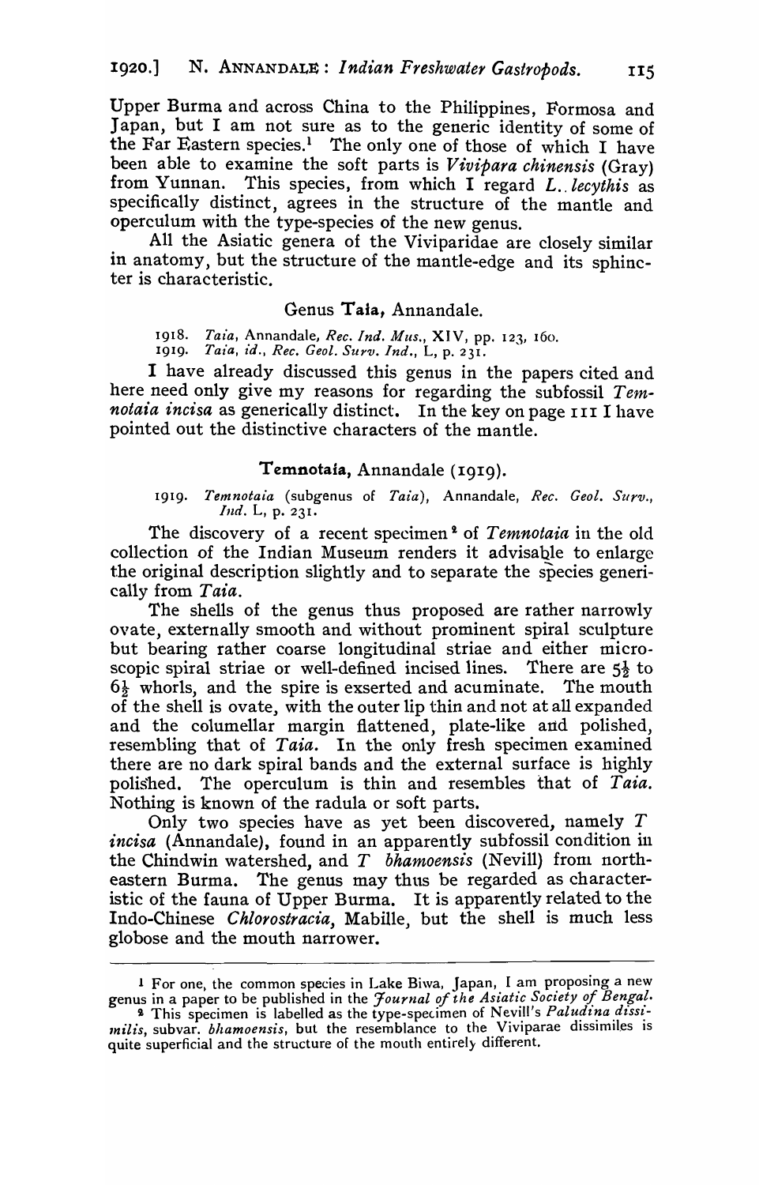Upper Burma and across China to the Philippines, Formosa and Japan, but I am not sure as to the generic identity of some of the Far Eastern species.[1] The only one of those of which I have been able to examine the soft parts is *Vivipara chinensis* (Gray) from Yunnan. This species, from which I regard *L. lecythis* as specifically distinct, agrees in the structure of the mantle and operculum with the type-species of the new genus.

All the Asiatic genera of the Viviparidae are closely similar in anatomy, but the structure of the mantle-edge and its sphincter is characteristic.

### Genus **Taia**, Annandale.

1918. *Taia*, Annandale, *Rec. Ind. Mus.*, XIV, pp. 123, 160.
1919. *Taia*, *id.*, *Rec. Geol. Surv. Ind.*, L, p. 231.

I have already discussed this genus in the papers cited and here need only give my reasons for regarding the subfossil *Temnotaia incisa* as generically distinct. In the key on page 111 I have pointed out the distinctive characters of the mantle.

### **Temnotaia**, Annandale (1919).

1919. *Temnotaia* (subgenus of *Taia*), Annandale, *Rec. Geol. Surv., Ind.* L, p. 231.

The discovery of a recent specimen[2] of *Temnotaia* in the old collection of the Indian Museum renders it advisable to enlarge the original description slightly and to separate the species generically from *Taia*.

The shells of the genus thus proposed are rather narrowly ovate, externally smooth and without prominent spiral sculpture but bearing rather coarse longitudinal striae and either microscopic spiral striae or well-defined incised lines. There are 5½ to 6½ whorls, and the spire is exserted and acuminate. The mouth of the shell is ovate, with the outer lip thin and not at all expanded and the columellar margin flattened, plate-like and polished, resembling that of *Taia*. In the only fresh specimen examined there are no dark spiral bands and the external surface is highly polished. The operculum is thin and resembles that of *Taia*. Nothing is known of the radula or soft parts.

Only two species have as yet been discovered, namely *T incisa* (Annandale), found in an apparently subfossil condition in the Chindwin watershed, and *T bhamoensis* (Nevill) from northeastern Burma. The genus may thus be regarded as characteristic of the fauna of Upper Burma. It is apparently related to the Indo-Chinese *Chlorostracia*, Mabille, but the shell is much less globose and the mouth narrower.

---

[1] For one, the common species in Lake Biwa, Japan, I am proposing a new genus in a paper to be published in the *Journal of the Asiatic Society of Bengal*.

[2] This specimen is labelled as the type-specimen of Nevill's *Paludina dissimilis*, subvar. *bhamoensis*, but the resemblance to the Viviparae dissimiles is quite superficial and the structure of the mouth entirely different.